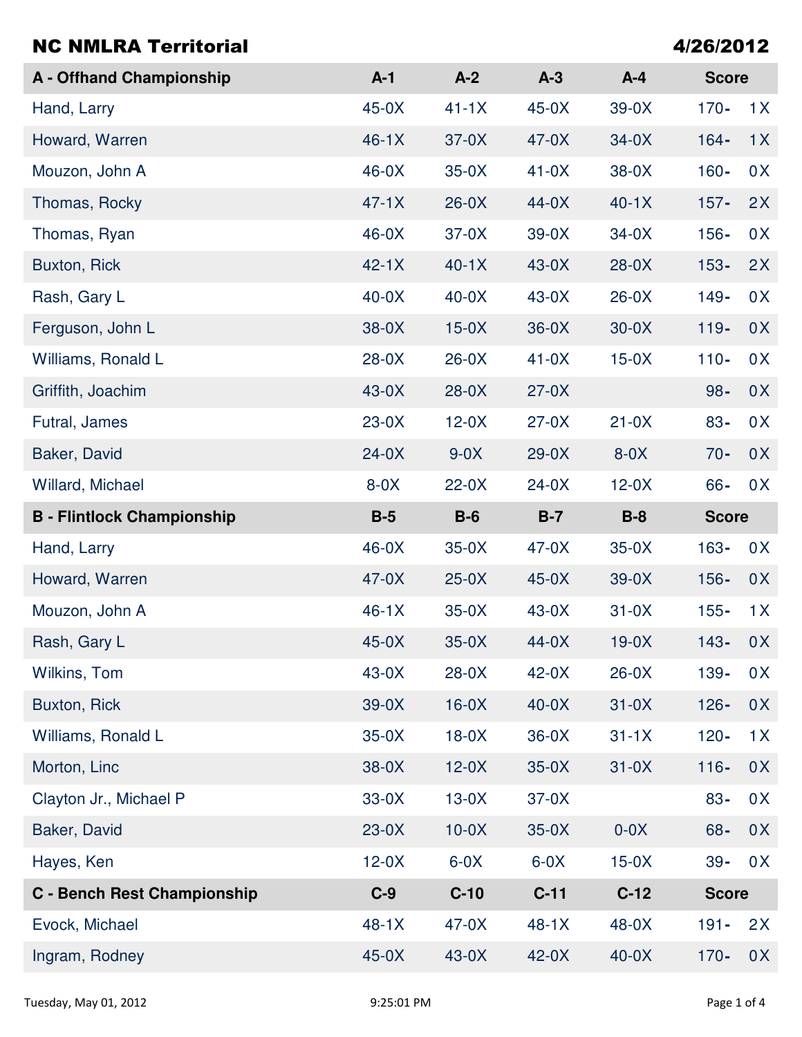# NC NMLRA Territorial

**4/26/2012**

| A - Offhand Championship | A-1 | A-2 | A-3 | A-4 | Score | |
|---|---|---|---|---|---|---|
| Hand, Larry | 45-0X | 41-1X | 45-0X | 39-0X | 170- | 1X |
| Howard, Warren | 46-1X | 37-0X | 47-0X | 34-0X | 164- | 1X |
| Mouzon, John A | 46-0X | 35-0X | 41-0X | 38-0X | 160- | 0X |
| Thomas, Rocky | 47-1X | 26-0X | 44-0X | 40-1X | 157- | 2X |
| Thomas, Ryan | 46-0X | 37-0X | 39-0X | 34-0X | 156- | 0X |
| Buxton, Rick | 42-1X | 40-1X | 43-0X | 28-0X | 153- | 2X |
| Rash, Gary L | 40-0X | 40-0X | 43-0X | 26-0X | 149- | 0X |
| Ferguson, John L | 38-0X | 15-0X | 36-0X | 30-0X | 119- | 0X |
| Williams, Ronald L | 28-0X | 26-0X | 41-0X | 15-0X | 110- | 0X |
| Griffith, Joachim | 43-0X | 28-0X | 27-0X | | 98- | 0X |
| Futral, James | 23-0X | 12-0X | 27-0X | 21-0X | 83- | 0X |
| Baker, David | 24-0X | 9-0X | 29-0X | 8-0X | 70- | 0X |
| Willard, Michael | 8-0X | 22-0X | 24-0X | 12-0X | 66- | 0X |

| B - Flintlock Championship | B-5 | B-6 | B-7 | B-8 | Score | |
|---|---|---|---|---|---|---|
| Hand, Larry | 46-0X | 35-0X | 47-0X | 35-0X | 163- | 0X |
| Howard, Warren | 47-0X | 25-0X | 45-0X | 39-0X | 156- | 0X |
| Mouzon, John A | 46-1X | 35-0X | 43-0X | 31-0X | 155- | 1X |
| Rash, Gary L | 45-0X | 35-0X | 44-0X | 19-0X | 143- | 0X |
| Wilkins, Tom | 43-0X | 28-0X | 42-0X | 26-0X | 139- | 0X |
| Buxton, Rick | 39-0X | 16-0X | 40-0X | 31-0X | 126- | 0X |
| Williams, Ronald L | 35-0X | 18-0X | 36-0X | 31-1X | 120- | 1X |
| Morton, Linc | 38-0X | 12-0X | 35-0X | 31-0X | 116- | 0X |
| Clayton Jr., Michael P | 33-0X | 13-0X | 37-0X | | 83- | 0X |
| Baker, David | 23-0X | 10-0X | 35-0X | 0-0X | 68- | 0X |
| Hayes, Ken | 12-0X | 6-0X | 6-0X | 15-0X | 39- | 0X |

| C - Bench Rest Championship | C-9 | C-10 | C-11 | C-12 | Score | |
|---|---|---|---|---|---|---|
| Evock, Michael | 48-1X | 47-0X | 48-1X | 48-0X | 191- | 2X |
| Ingram, Rodney | 45-0X | 43-0X | 42-0X | 40-0X | 170- | 0X |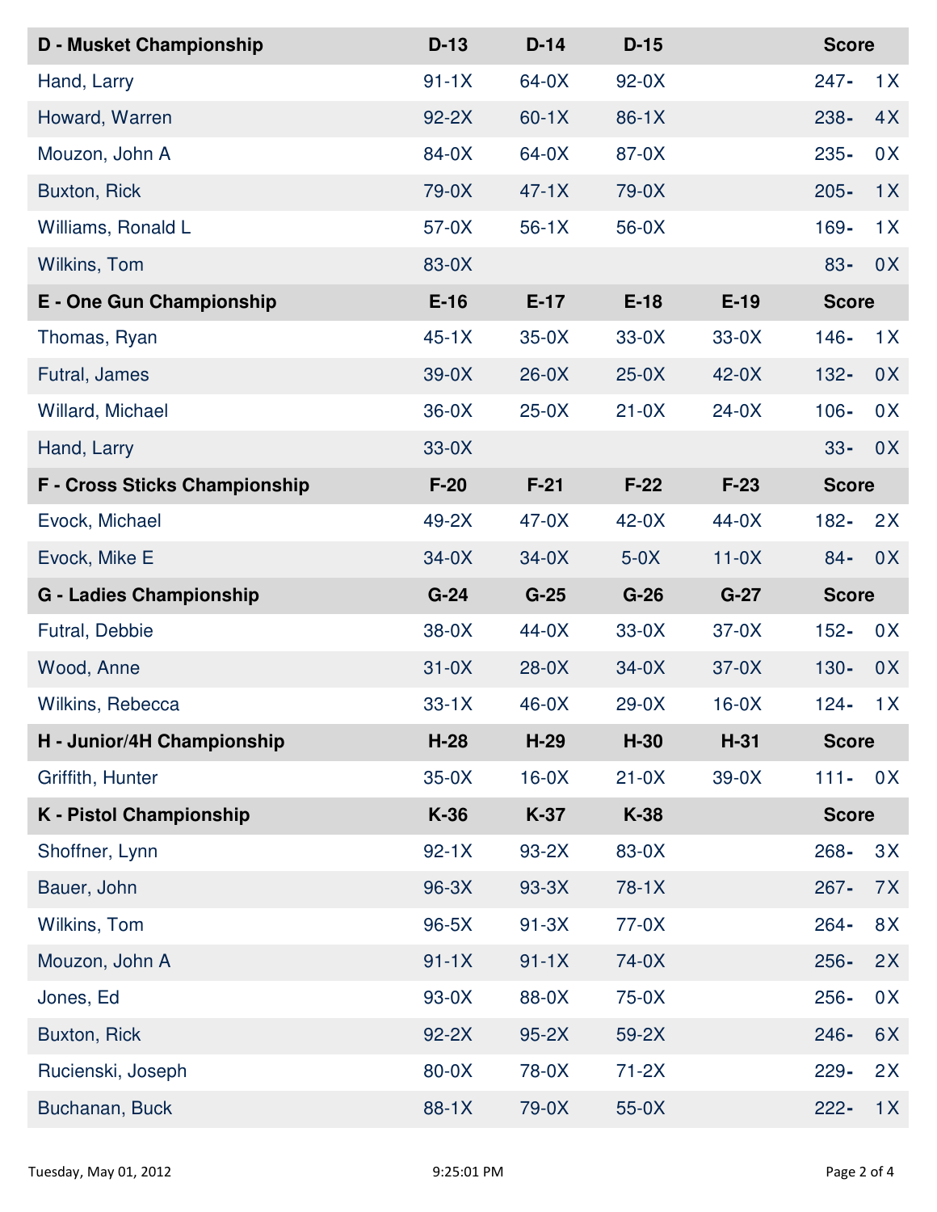| D - Musket Championship | D-13 | D-14 | D-15 | | Score |
|---|---|---|---|---|---|
| Hand, Larry | 91-1X | 64-0X | 92-0X | | 247- 1X |
| Howard, Warren | 92-2X | 60-1X | 86-1X | | 238- 4X |
| Mouzon, John A | 84-0X | 64-0X | 87-0X | | 235- 0X |
| Buxton, Rick | 79-0X | 47-1X | 79-0X | | 205- 1X |
| Williams, Ronald L | 57-0X | 56-1X | 56-0X | | 169- 1X |
| Wilkins, Tom | 83-0X | | | | 83- 0X |
| **E - One Gun Championship** | **E-16** | **E-17** | **E-18** | **E-19** | **Score** |
| Thomas, Ryan | 45-1X | 35-0X | 33-0X | 33-0X | 146- 1X |
| Futral, James | 39-0X | 26-0X | 25-0X | 42-0X | 132- 0X |
| Willard, Michael | 36-0X | 25-0X | 21-0X | 24-0X | 106- 0X |
| Hand, Larry | 33-0X | | | | 33- 0X |
| **F - Cross Sticks Championship** | **F-20** | **F-21** | **F-22** | **F-23** | **Score** |
| Evock, Michael | 49-2X | 47-0X | 42-0X | 44-0X | 182- 2X |
| Evock, Mike E | 34-0X | 34-0X | 5-0X | 11-0X | 84- 0X |
| **G - Ladies Championship** | **G-24** | **G-25** | **G-26** | **G-27** | **Score** |
| Futral, Debbie | 38-0X | 44-0X | 33-0X | 37-0X | 152- 0X |
| Wood, Anne | 31-0X | 28-0X | 34-0X | 37-0X | 130- 0X |
| Wilkins, Rebecca | 33-1X | 46-0X | 29-0X | 16-0X | 124- 1X |
| **H - Junior/4H Championship** | **H-28** | **H-29** | **H-30** | **H-31** | **Score** |
| Griffith, Hunter | 35-0X | 16-0X | 21-0X | 39-0X | 111- 0X |
| **K - Pistol Championship** | **K-36** | **K-37** | **K-38** | | **Score** |
| Shoffner, Lynn | 92-1X | 93-2X | 83-0X | | 268- 3X |
| Bauer, John | 96-3X | 93-3X | 78-1X | | 267- 7X |
| Wilkins, Tom | 96-5X | 91-3X | 77-0X | | 264- 8X |
| Mouzon, John A | 91-1X | 91-1X | 74-0X | | 256- 2X |
| Jones, Ed | 93-0X | 88-0X | 75-0X | | 256- 0X |
| Buxton, Rick | 92-2X | 95-2X | 59-2X | | 246- 6X |
| Rucienski, Joseph | 80-0X | 78-0X | 71-2X | | 229- 2X |
| Buchanan, Buck | 88-1X | 79-0X | 55-0X | | 222- 1X |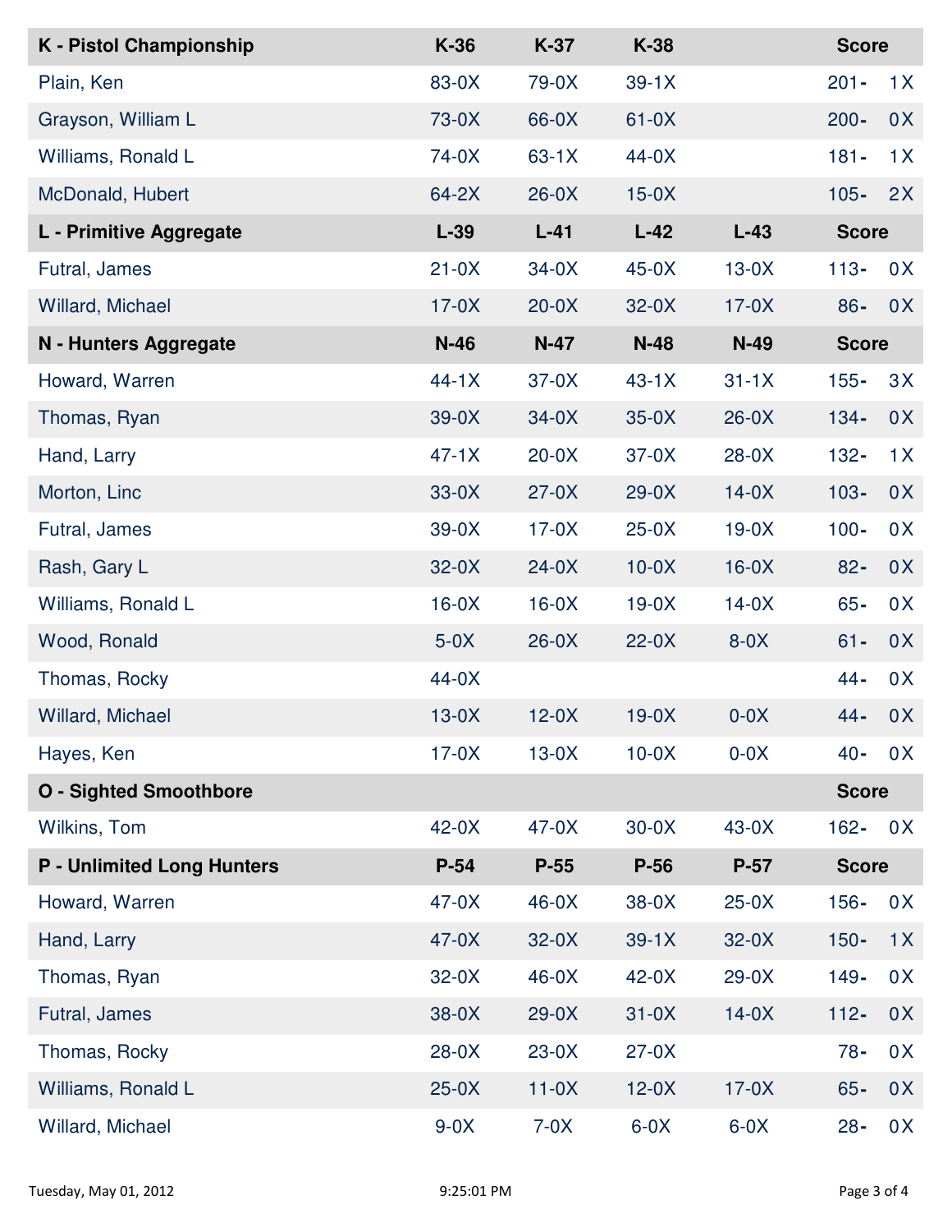| K - Pistol Championship | K-36 | K-37 | K-38 | | Score | |
|---|---|---|---|---|---|---|
| Plain, Ken | 83-0X | 79-0X | 39-1X | | 201- | 1X |
| Grayson, William L | 73-0X | 66-0X | 61-0X | | 200- | 0X |
| Williams, Ronald L | 74-0X | 63-1X | 44-0X | | 181- | 1X |
| McDonald, Hubert | 64-2X | 26-0X | 15-0X | | 105- | 2X |
| **L - Primitive Aggregate** | **L-39** | **L-41** | **L-42** | **L-43** | **Score** | |
| Futral, James | 21-0X | 34-0X | 45-0X | 13-0X | 113- | 0X |
| Willard, Michael | 17-0X | 20-0X | 32-0X | 17-0X | 86- | 0X |
| **N - Hunters Aggregate** | **N-46** | **N-47** | **N-48** | **N-49** | **Score** | |
| Howard, Warren | 44-1X | 37-0X | 43-1X | 31-1X | 155- | 3X |
| Thomas, Ryan | 39-0X | 34-0X | 35-0X | 26-0X | 134- | 0X |
| Hand, Larry | 47-1X | 20-0X | 37-0X | 28-0X | 132- | 1X |
| Morton, Linc | 33-0X | 27-0X | 29-0X | 14-0X | 103- | 0X |
| Futral, James | 39-0X | 17-0X | 25-0X | 19-0X | 100- | 0X |
| Rash, Gary L | 32-0X | 24-0X | 10-0X | 16-0X | 82- | 0X |
| Williams, Ronald L | 16-0X | 16-0X | 19-0X | 14-0X | 65- | 0X |
| Wood, Ronald | 5-0X | 26-0X | 22-0X | 8-0X | 61- | 0X |
| Thomas, Rocky | 44-0X | | | | 44- | 0X |
| Willard, Michael | 13-0X | 12-0X | 19-0X | 0-0X | 44- | 0X |
| Hayes, Ken | 17-0X | 13-0X | 10-0X | 0-0X | 40- | 0X |
| **O - Sighted Smoothbore** | | | | | **Score** | |
| Wilkins, Tom | 42-0X | 47-0X | 30-0X | 43-0X | 162- | 0X |
| **P - Unlimited Long Hunters** | **P-54** | **P-55** | **P-56** | **P-57** | **Score** | |
| Howard, Warren | 47-0X | 46-0X | 38-0X | 25-0X | 156- | 0X |
| Hand, Larry | 47-0X | 32-0X | 39-1X | 32-0X | 150- | 1X |
| Thomas, Ryan | 32-0X | 46-0X | 42-0X | 29-0X | 149- | 0X |
| Futral, James | 38-0X | 29-0X | 31-0X | 14-0X | 112- | 0X |
| Thomas, Rocky | 28-0X | 23-0X | 27-0X | | 78- | 0X |
| Williams, Ronald L | 25-0X | 11-0X | 12-0X | 17-0X | 65- | 0X |
| Willard, Michael | 9-0X | 7-0X | 6-0X | 6-0X | 28- | 0X |

Tuesday, May 01, 2012 9:25:01 PM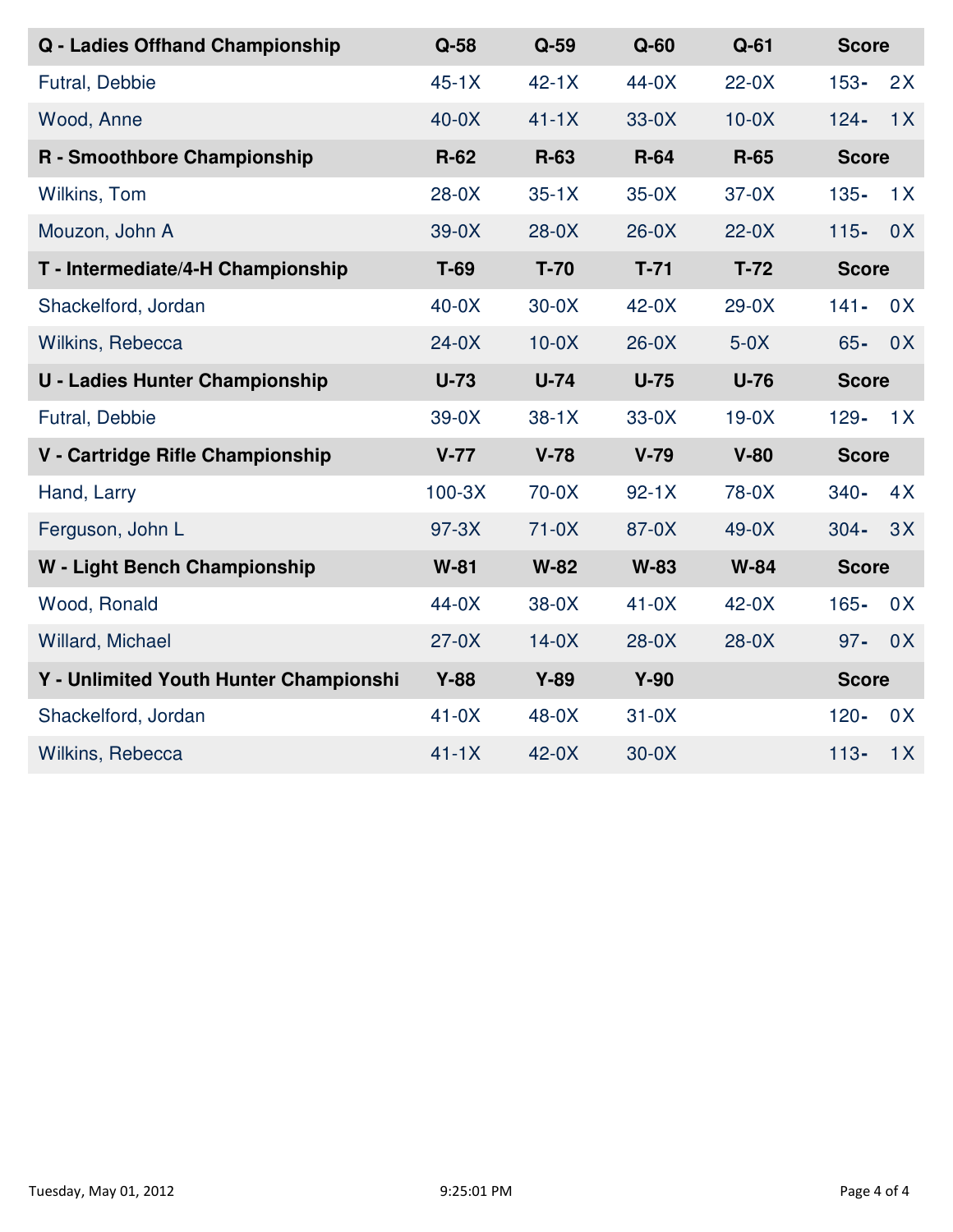| Q - Ladies Offhand Championship | Q-58 | Q-59 | Q-60 | Q-61 | Score |
|---|---|---|---|---|---|
| Futral, Debbie | 45-1X | 42-1X | 44-0X | 22-0X | 153- 2X |
| Wood, Anne | 40-0X | 41-1X | 33-0X | 10-0X | 124- 1X |
| **R - Smoothbore Championship** | **R-62** | **R-63** | **R-64** | **R-65** | **Score** |
| Wilkins, Tom | 28-0X | 35-1X | 35-0X | 37-0X | 135- 1X |
| Mouzon, John A | 39-0X | 28-0X | 26-0X | 22-0X | 115- 0X |
| **T - Intermediate/4-H Championship** | **T-69** | **T-70** | **T-71** | **T-72** | **Score** |
| Shackelford, Jordan | 40-0X | 30-0X | 42-0X | 29-0X | 141- 0X |
| Wilkins, Rebecca | 24-0X | 10-0X | 26-0X | 5-0X | 65- 0X |
| **U - Ladies Hunter Championship** | **U-73** | **U-74** | **U-75** | **U-76** | **Score** |
| Futral, Debbie | 39-0X | 38-1X | 33-0X | 19-0X | 129- 1X |
| **V - Cartridge Rifle Championship** | **V-77** | **V-78** | **V-79** | **V-80** | **Score** |
| Hand, Larry | 100-3X | 70-0X | 92-1X | 78-0X | 340- 4X |
| Ferguson, John L | 97-3X | 71-0X | 87-0X | 49-0X | 304- 3X |
| **W - Light Bench Championship** | **W-81** | **W-82** | **W-83** | **W-84** | **Score** |
| Wood, Ronald | 44-0X | 38-0X | 41-0X | 42-0X | 165- 0X |
| Willard, Michael | 27-0X | 14-0X | 28-0X | 28-0X | 97- 0X |
| **Y - Unlimited Youth Hunter Championshi** | **Y-88** | **Y-89** | **Y-90** | | **Score** |
| Shackelford, Jordan | 41-0X | 48-0X | 31-0X | | 120- 0X |
| Wilkins, Rebecca | 41-1X | 42-0X | 30-0X | | 113- 1X |